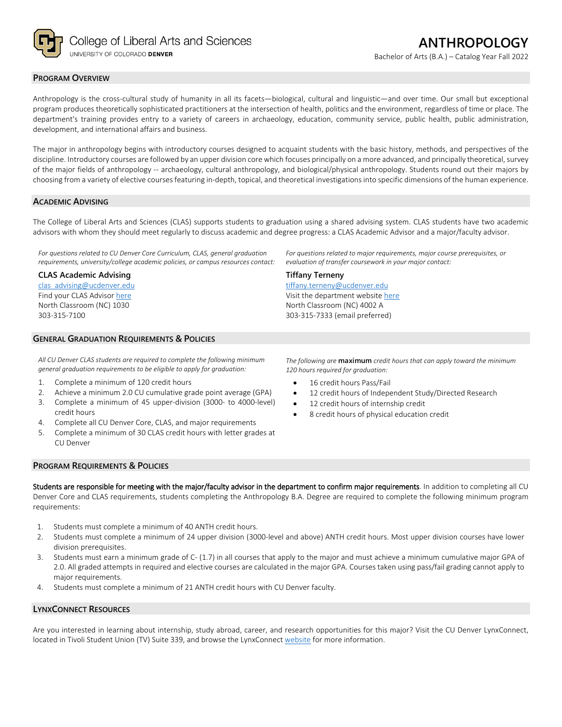College of Liberal Arts and Sciences
UNIVERSITY OF COLORADO DENVER

# ANTHROPOLOGY

Bachelor of Arts (B.A.) – Catalog Year Fall 2022

## Program Overview

Anthropology is the cross-cultural study of humanity in all its facets—biological, cultural and linguistic—and over time. Our small but exceptional program produces theoretically sophisticated practitioners at the intersection of health, politics and the environment, regardless of time or place. The department's training provides entry to a variety of careers in archaeology, education, community service, public health, public administration, development, and international affairs and business.

The major in anthropology begins with introductory courses designed to acquaint students with the basic history, methods, and perspectives of the discipline. Introductory courses are followed by an upper division core which focuses principally on a more advanced, and principally theoretical, survey of the major fields of anthropology -- archaeology, cultural anthropology, and biological/physical anthropology. Students round out their majors by choosing from a variety of elective courses featuring in-depth, topical, and theoretical investigations into specific dimensions of the human experience.

## Academic Advising

The College of Liberal Arts and Sciences (CLAS) supports students to graduation using a shared advising system. CLAS students have two academic advisors with whom they should meet regularly to discuss academic and degree progress: a CLAS Academic Advisor and a major/faculty advisor.

*For questions related to CU Denver Core Curriculum, CLAS, general graduation requirements, university/college academic policies, or campus resources contact:*

**CLAS Academic Advising**
clas_advising@ucdenver.edu
Find your CLAS Advisor here
North Classroom (NC) 1030
303-315-7100

*For questions related to major requirements, major course prerequisites, or evaluation of transfer coursework in your major contact:*

**Tiffany Terneny**
tiffany.terneny@ucdenver.edu
Visit the department website here
North Classroom (NC) 4002 A
303-315-7333 (email preferred)

## General Graduation Requirements & Policies

*All CU Denver CLAS students are required to complete the following minimum general graduation requirements to be eligible to apply for graduation:*

1. Complete a minimum of 120 credit hours
2. Achieve a minimum 2.0 CU cumulative grade point average (GPA)
3. Complete a minimum of 45 upper-division (3000- to 4000-level) credit hours
4. Complete all CU Denver Core, CLAS, and major requirements
5. Complete a minimum of 30 CLAS credit hours with letter grades at CU Denver

*The following are* **maximum** *credit hours that can apply toward the minimum 120 hours required for graduation:*

- 16 credit hours Pass/Fail
- 12 credit hours of Independent Study/Directed Research
- 12 credit hours of internship credit
- 8 credit hours of physical education credit

## Program Requirements & Policies

**Students are responsible for meeting with the major/faculty advisor in the department to confirm major requirements**. In addition to completing all CU Denver Core and CLAS requirements, students completing the Anthropology B.A. Degree are required to complete the following minimum program requirements:

1. Students must complete a minimum of 40 ANTH credit hours.
2. Students must complete a minimum of 24 upper division (3000-level and above) ANTH credit hours. Most upper division courses have lower division prerequisites.
3. Students must earn a minimum grade of C- (1.7) in all courses that apply to the major and must achieve a minimum cumulative major GPA of 2.0. All graded attempts in required and elective courses are calculated in the major GPA. Courses taken using pass/fail grading cannot apply to major requirements.
4. Students must complete a minimum of 21 ANTH credit hours with CU Denver faculty.

## LynxConnect Resources

Are you interested in learning about internship, study abroad, career, and research opportunities for this major? Visit the CU Denver LynxConnect, located in Tivoli Student Union (TV) Suite 339, and browse the LynxConnect website for more information.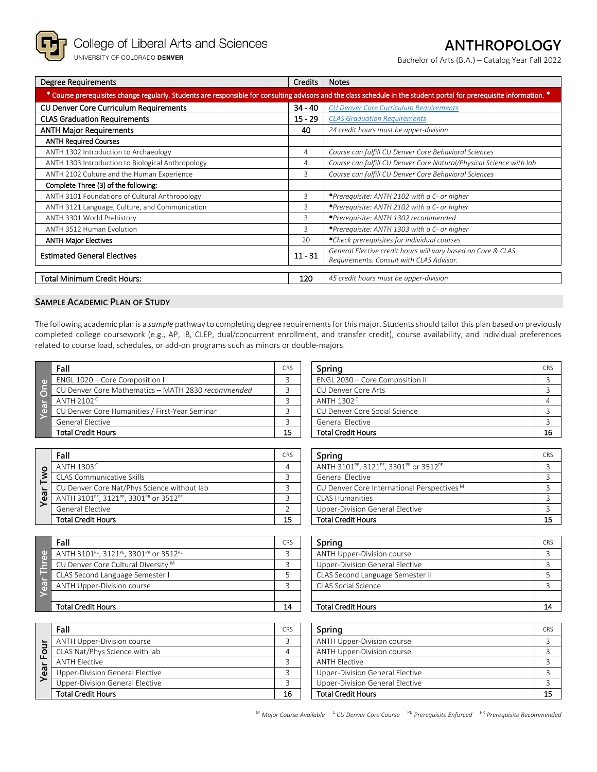College of Liberal Arts and Sciences
UNIVERSITY OF COLORADO **DENVER**

# ANTHROPOLOGY

Bachelor of Arts (B.A.) – Catalog Year Fall 2022

| Degree Requirements | Credits | Notes |
|---|---|---|
| **\* Course prerequisites change regularly. Students are responsible for consulting advisors and the class schedule in the student portal for prerequisite information. \*** | | |
| **CU Denver Core Curriculum Requirements** | **34 - 40** | *CU Denver Core Curriculum Requirements* |
| **CLAS Graduation Requirements** | **15 - 29** | *CLAS Graduation Requirements* |
| **ANTH Major Requirements** | **40** | *24 credit hours must be upper-division* |
| **ANTH Required Courses** | | |
| ANTH 1302 Introduction to Archaeology | 4 | *Course can fulfill CU Denver Core Behavioral Sciences* |
| ANTH 1303 Introduction to Biological Anthropology | 4 | *Course can fulfill CU Denver Core Natural/Physical Science with lab* |
| ANTH 2102 Culture and the Human Experience | 3 | *Course can fulfill CU Denver Core Behavioral Sciences* |
| **Complete Three (3) of the following:** | | |
| ANTH 3101 Foundations of Cultural Anthropology | 3 | *\*Prerequisite: ANTH 2102 with a C- or higher* |
| ANTH 3121 Language, Culture, and Communication | 3 | *\*Prerequisite: ANTH 2102 with a C- or higher* |
| ANTH 3301 World Prehistory | 3 | *\*Prerequisite: ANTH 1302 recommended* |
| ANTH 3512 Human Evolution | 3 | *\*Prerequisite: ANTH 1303 with a C- or higher* |
| **ANTH Major Electives** | 20 | *\*Check prerequisites for individual courses* |
| **Estimated General Electives** | **11 - 31** | *General Elective credit hours will vary based on Core & CLAS Requirements. Consult with CLAS Advisor.* |
| **Total Minimum Credit Hours:** | **120** | *45 credit hours must be upper-division* |

## Sample Academic Plan of Study

The following academic plan is a *sample* pathway to completing degree requirements for this major. Students should tailor this plan based on previously completed college coursework (e.g., AP, IB, CLEP, dual/concurrent enrollment, and transfer credit), course availability, and individual preferences related to course load, schedules, or add-on programs such as minors or double-majors.

### Year One

| Fall | CRS |
|---|---|
| ENGL 1020 – Core Composition I | 3 |
| CU Denver Core Mathematics – MATH 2830 *recommended* | 3 |
| ANTH 2102 [C] | 3 |
| CU Denver Core Humanities / First-Year Seminar | 3 |
| General Elective | 3 |
| **Total Credit Hours** | **15** |

| Spring | CRS |
|---|---|
| ENGL 2030 – Core Composition II | 3 |
| CU Denver Core Arts | 3 |
| ANTH 1302 [C] | 4 |
| CU Denver Core Social Science | 3 |
| General Elective | 3 |
| **Total Credit Hours** | **16** |

### Year Two

| Fall | CRS |
|---|---|
| ANTH 1303 [C] | 4 |
| CLAS Communicative Skills | 3 |
| CU Denver Core Nat/Phys Science without lab | 3 |
| ANTH 3101 [PE], 3121 [PE], 3301 [PR] or 3512 [PE] | 3 |
| General Elective | 2 |
| **Total Credit Hours** | **15** |

| Spring | CRS |
|---|---|
| ANTH 3101 [PE], 3121 [PE], 3301 [PR] or 3512 [PE] | 3 |
| General Elective | 3 |
| CU Denver Core International Perspectives [M] | 3 |
| CLAS Humanities | 3 |
| Upper-Division General Elective | 3 |
| **Total Credit Hours** | **15** |

### Year Three

| Fall | CRS |
|---|---|
| ANTH 3101 [PE], 3121 [PE], 3301 [PR] or 3512 [PE] | 3 |
| CU Denver Core Cultural Diversity [M] | 3 |
| CLAS Second Language Semester I | 5 |
| ANTH Upper-Division course | 3 |
| | |
| **Total Credit Hours** | **14** |

| Spring | CRS |
|---|---|
| ANTH Upper-Division course | 3 |
| Upper-Division General Elective | 3 |
| CLAS Second Language Semester II | 5 |
| CLAS Social Science | 3 |
| | |
| **Total Credit Hours** | **14** |

### Year Four

| Fall | CRS |
|---|---|
| ANTH Upper-Division course | 3 |
| CLAS Nat/Phys Science with lab | 4 |
| ANTH Elective | 3 |
| Upper-Division General Elective | 3 |
| Upper-Division General Elective | 3 |
| **Total Credit Hours** | **16** |

| Spring | CRS |
|---|---|
| ANTH Upper-Division course | 3 |
| ANTH Upper-Division course | 3 |
| ANTH Elective | 3 |
| Upper-Division General Elective | 3 |
| Upper-Division General Elective | 3 |
| **Total Credit Hours** | **15** |

[M] *Major Course Available* [C] *CU Denver Core Course* [PE] *Prerequisite Enforced* [PR] *Prerequisite Recommended*